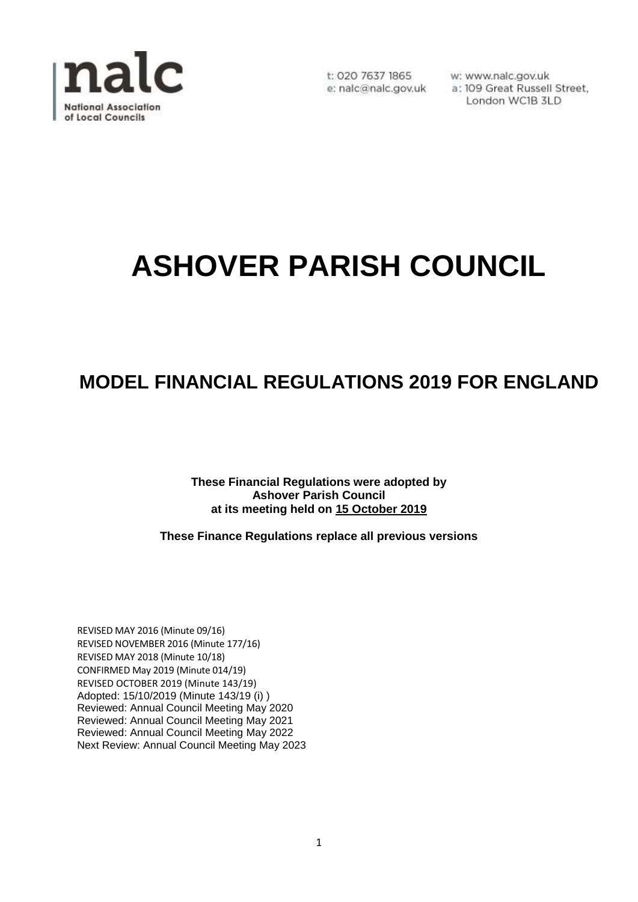nalc
National Association of Local Councils

t: 020 7637 1865
e: nalc@nalc.gov.uk
w: www.nalc.gov.uk
a: 109 Great Russell Street, London WC1B 3LD

# ASHOVER PARISH COUNCIL

## MODEL FINANCIAL REGULATIONS 2019 FOR ENGLAND

**These Financial Regulations were adopted by Ashover Parish Council at its meeting held on 15 October 2019**

**These Finance Regulations replace all previous versions**

REVISED MAY 2016 (Minute 09/16)
REVISED NOVEMBER 2016 (Minute 177/16)
REVISED MAY 2018 (Minute 10/18)
CONFIRMED May 2019 (Minute 014/19)
REVISED OCTOBER 2019 (Minute 143/19)
Adopted: 15/10/2019 (Minute 143/19 (i) )
Reviewed: Annual Council Meeting May 2020
Reviewed: Annual Council Meeting May 2021
Reviewed: Annual Council Meeting May 2022
Next Review: Annual Council Meeting May 2023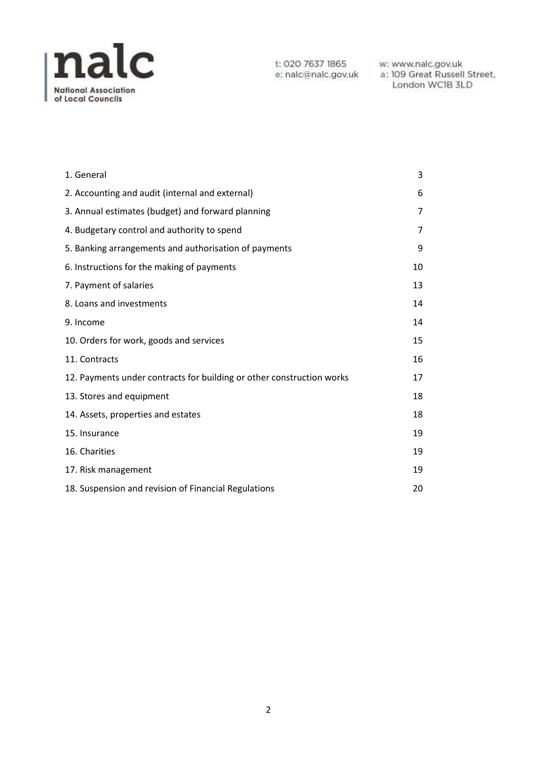| Section | Page |
|---|---|
| 1. General | 3 |
| 2. Accounting and audit (internal and external) | 6 |
| 3. Annual estimates (budget) and forward planning | 7 |
| 4. Budgetary control and authority to spend | 7 |
| 5. Banking arrangements and authorisation of payments | 9 |
| 6. Instructions for the making of payments | 10 |
| 7. Payment of salaries | 13 |
| 8. Loans and investments | 14 |
| 9. Income | 14 |
| 10. Orders for work, goods and services | 15 |
| 11. Contracts | 16 |
| 12. Payments under contracts for building or other construction works | 17 |
| 13. Stores and equipment | 18 |
| 14. Assets, properties and estates | 18 |
| 15. Insurance | 19 |
| 16. Charities | 19 |
| 17. Risk management | 19 |
| 18. Suspension and revision of Financial Regulations | 20 |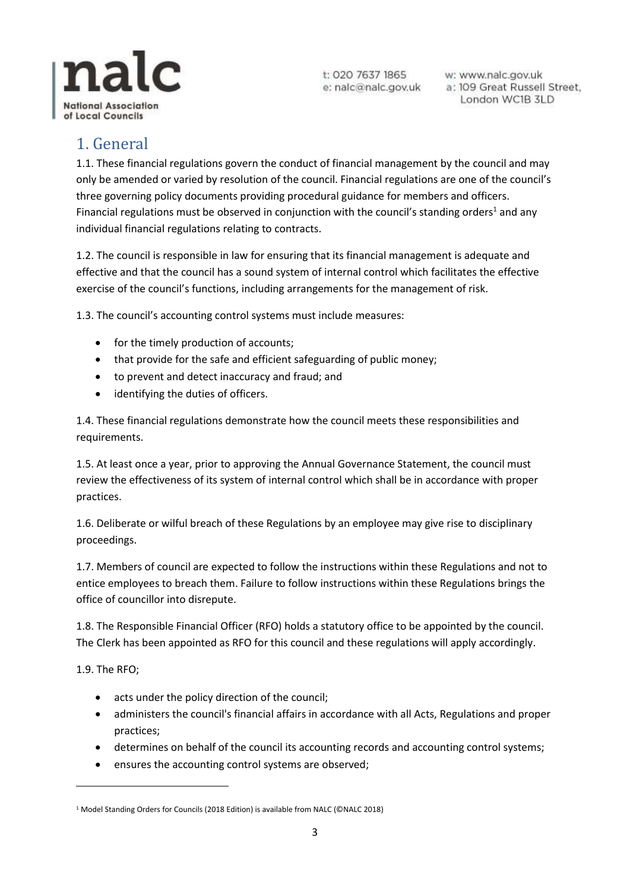# 1. General

1.1. These financial regulations govern the conduct of financial management by the council and may only be amended or varied by resolution of the council. Financial regulations are one of the council's three governing policy documents providing procedural guidance for members and officers. Financial regulations must be observed in conjunction with the council's standing orders[1] and any individual financial regulations relating to contracts.

1.2. The council is responsible in law for ensuring that its financial management is adequate and effective and that the council has a sound system of internal control which facilitates the effective exercise of the council's functions, including arrangements for the management of risk.

1.3. The council's accounting control systems must include measures:

- for the timely production of accounts;
- that provide for the safe and efficient safeguarding of public money;
- to prevent and detect inaccuracy and fraud; and
- identifying the duties of officers.

1.4. These financial regulations demonstrate how the council meets these responsibilities and requirements.

1.5. At least once a year, prior to approving the Annual Governance Statement, the council must review the effectiveness of its system of internal control which shall be in accordance with proper practices.

1.6. Deliberate or wilful breach of these Regulations by an employee may give rise to disciplinary proceedings.

1.7. Members of council are expected to follow the instructions within these Regulations and not to entice employees to breach them. Failure to follow instructions within these Regulations brings the office of councillor into disrepute.

1.8. The Responsible Financial Officer (RFO) holds a statutory office to be appointed by the council. The Clerk has been appointed as RFO for this council and these regulations will apply accordingly.

1.9. The RFO;

- acts under the policy direction of the council;
- administers the council's financial affairs in accordance with all Acts, Regulations and proper practices;
- determines on behalf of the council its accounting records and accounting control systems;
- ensures the accounting control systems are observed;

[1] Model Standing Orders for Councils (2018 Edition) is available from NALC (©NALC 2018)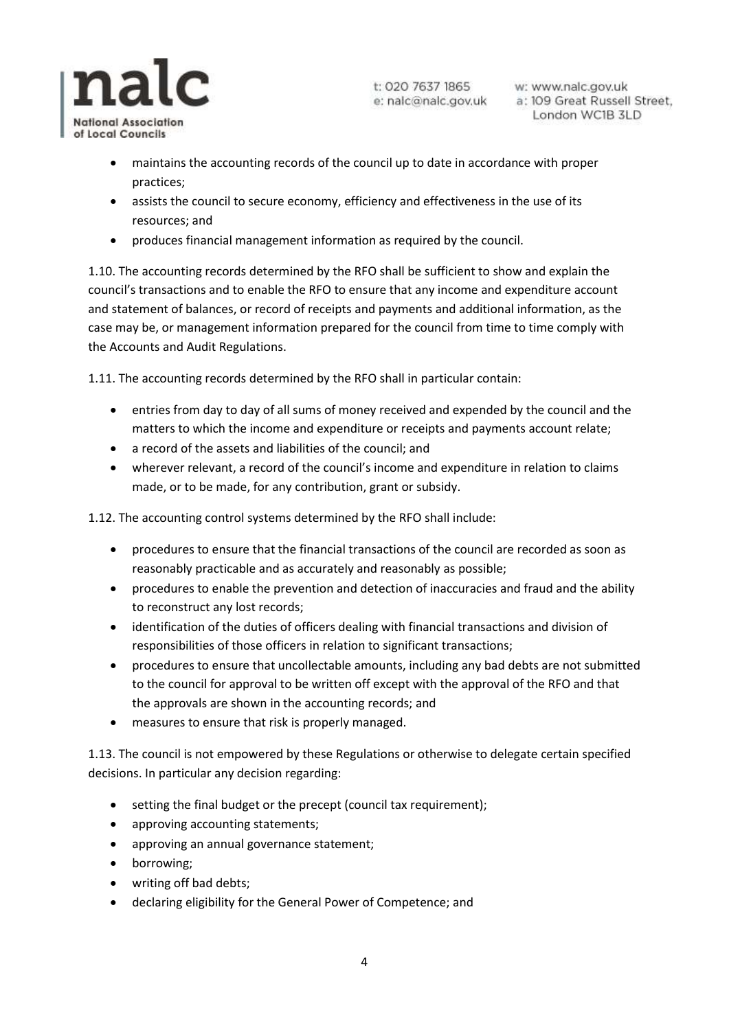- maintains the accounting records of the council up to date in accordance with proper practices;
- assists the council to secure economy, efficiency and effectiveness in the use of its resources; and
- produces financial management information as required by the council.

1.10. The accounting records determined by the RFO shall be sufficient to show and explain the council's transactions and to enable the RFO to ensure that any income and expenditure account and statement of balances, or record of receipts and payments and additional information, as the case may be, or management information prepared for the council from time to time comply with the Accounts and Audit Regulations.

1.11. The accounting records determined by the RFO shall in particular contain:

- entries from day to day of all sums of money received and expended by the council and the matters to which the income and expenditure or receipts and payments account relate;
- a record of the assets and liabilities of the council; and
- wherever relevant, a record of the council's income and expenditure in relation to claims made, or to be made, for any contribution, grant or subsidy.

1.12. The accounting control systems determined by the RFO shall include:

- procedures to ensure that the financial transactions of the council are recorded as soon as reasonably practicable and as accurately and reasonably as possible;
- procedures to enable the prevention and detection of inaccuracies and fraud and the ability to reconstruct any lost records;
- identification of the duties of officers dealing with financial transactions and division of responsibilities of those officers in relation to significant transactions;
- procedures to ensure that uncollectable amounts, including any bad debts are not submitted to the council for approval to be written off except with the approval of the RFO and that the approvals are shown in the accounting records; and
- measures to ensure that risk is properly managed.

1.13. The council is not empowered by these Regulations or otherwise to delegate certain specified decisions. In particular any decision regarding:

- setting the final budget or the precept (council tax requirement);
- approving accounting statements;
- approving an annual governance statement;
- borrowing;
- writing off bad debts;
- declaring eligibility for the General Power of Competence; and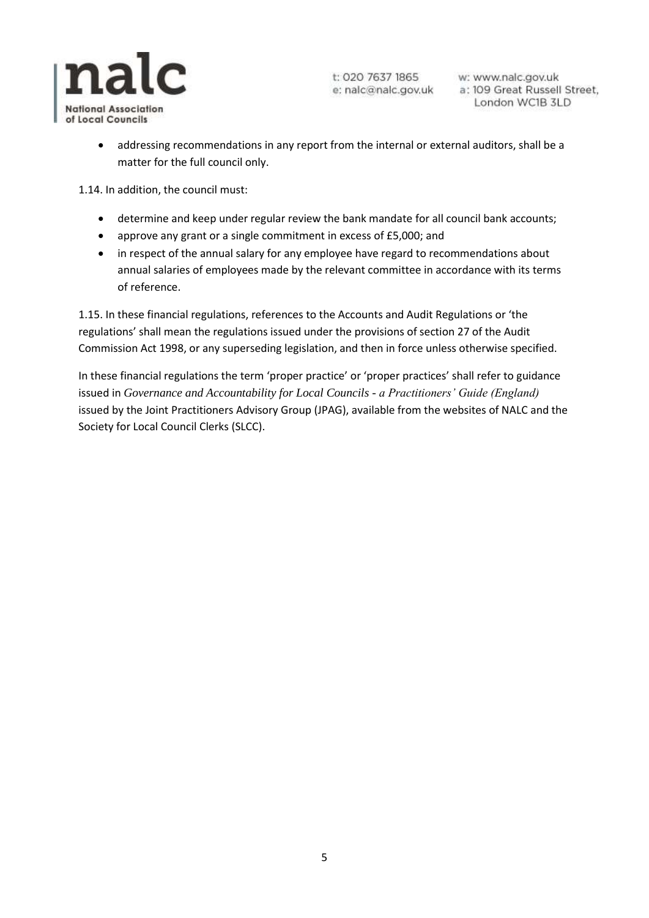- addressing recommendations in any report from the internal or external auditors, shall be a matter for the full council only.

1.14. In addition, the council must:

- determine and keep under regular review the bank mandate for all council bank accounts;
- approve any grant or a single commitment in excess of £5,000; and
- in respect of the annual salary for any employee have regard to recommendations about annual salaries of employees made by the relevant committee in accordance with its terms of reference.

1.15. In these financial regulations, references to the Accounts and Audit Regulations or 'the regulations' shall mean the regulations issued under the provisions of section 27 of the Audit Commission Act 1998, or any superseding legislation, and then in force unless otherwise specified.

In these financial regulations the term 'proper practice' or 'proper practices' shall refer to guidance issued in *Governance and Accountability for Local Councils - a Practitioners' Guide (England)* issued by the Joint Practitioners Advisory Group (JPAG), available from the websites of NALC and the Society for Local Council Clerks (SLCC).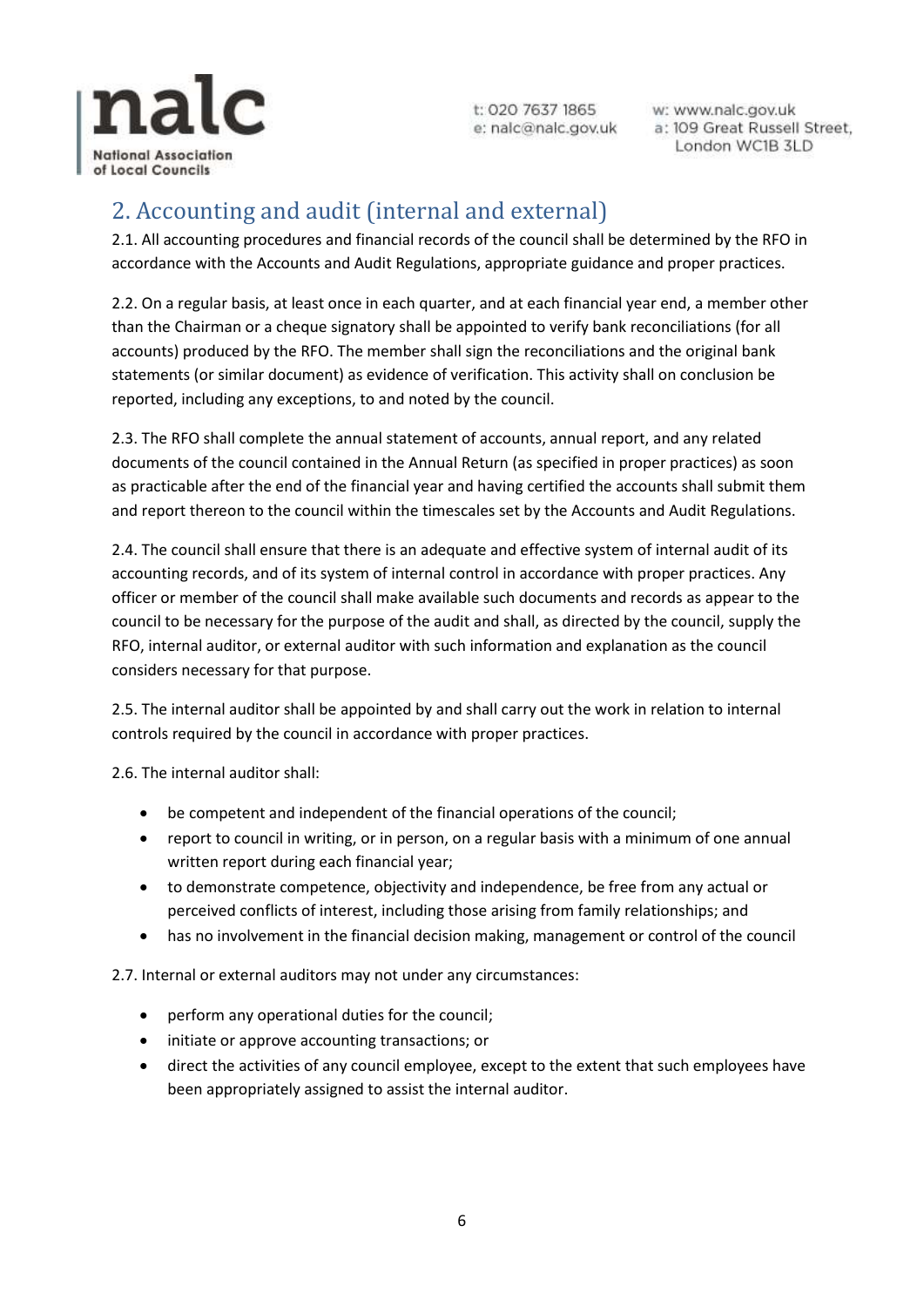## 2. Accounting and audit (internal and external)

2.1. All accounting procedures and financial records of the council shall be determined by the RFO in accordance with the Accounts and Audit Regulations, appropriate guidance and proper practices.

2.2. On a regular basis, at least once in each quarter, and at each financial year end, a member other than the Chairman or a cheque signatory shall be appointed to verify bank reconciliations (for all accounts) produced by the RFO. The member shall sign the reconciliations and the original bank statements (or similar document) as evidence of verification. This activity shall on conclusion be reported, including any exceptions, to and noted by the council.

2.3. The RFO shall complete the annual statement of accounts, annual report, and any related documents of the council contained in the Annual Return (as specified in proper practices) as soon as practicable after the end of the financial year and having certified the accounts shall submit them and report thereon to the council within the timescales set by the Accounts and Audit Regulations.

2.4. The council shall ensure that there is an adequate and effective system of internal audit of its accounting records, and of its system of internal control in accordance with proper practices. Any officer or member of the council shall make available such documents and records as appear to the council to be necessary for the purpose of the audit and shall, as directed by the council, supply the RFO, internal auditor, or external auditor with such information and explanation as the council considers necessary for that purpose.

2.5. The internal auditor shall be appointed by and shall carry out the work in relation to internal controls required by the council in accordance with proper practices.

2.6. The internal auditor shall:

- be competent and independent of the financial operations of the council;
- report to council in writing, or in person, on a regular basis with a minimum of one annual written report during each financial year;
- to demonstrate competence, objectivity and independence, be free from any actual or perceived conflicts of interest, including those arising from family relationships; and
- has no involvement in the financial decision making, management or control of the council

2.7. Internal or external auditors may not under any circumstances:

- perform any operational duties for the council;
- initiate or approve accounting transactions; or
- direct the activities of any council employee, except to the extent that such employees have been appropriately assigned to assist the internal auditor.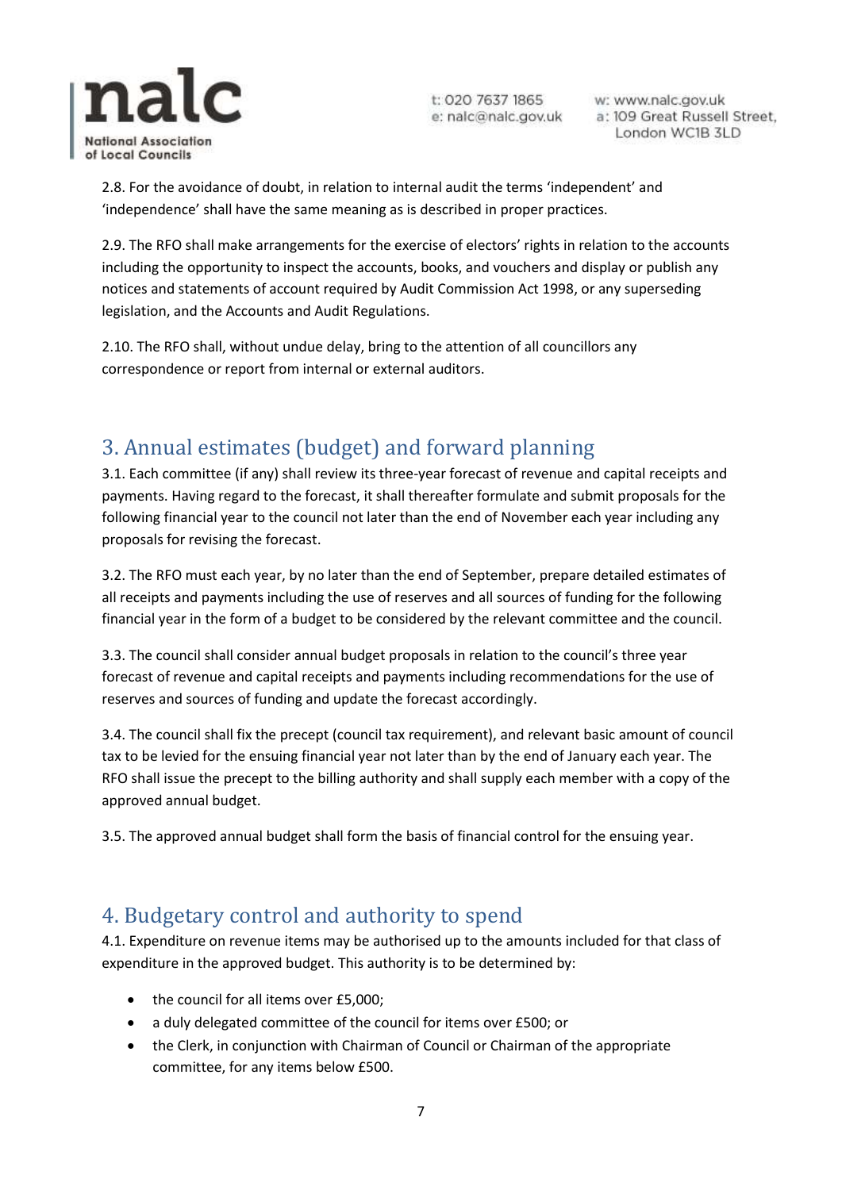2.8. For the avoidance of doubt, in relation to internal audit the terms 'independent' and 'independence' shall have the same meaning as is described in proper practices.

2.9. The RFO shall make arrangements for the exercise of electors' rights in relation to the accounts including the opportunity to inspect the accounts, books, and vouchers and display or publish any notices and statements of account required by Audit Commission Act 1998, or any superseding legislation, and the Accounts and Audit Regulations.

2.10. The RFO shall, without undue delay, bring to the attention of all councillors any correspondence or report from internal or external auditors.

## 3. Annual estimates (budget) and forward planning

3.1. Each committee (if any) shall review its three-year forecast of revenue and capital receipts and payments. Having regard to the forecast, it shall thereafter formulate and submit proposals for the following financial year to the council not later than the end of November each year including any proposals for revising the forecast.

3.2. The RFO must each year, by no later than the end of September, prepare detailed estimates of all receipts and payments including the use of reserves and all sources of funding for the following financial year in the form of a budget to be considered by the relevant committee and the council.

3.3. The council shall consider annual budget proposals in relation to the council's three year forecast of revenue and capital receipts and payments including recommendations for the use of reserves and sources of funding and update the forecast accordingly.

3.4. The council shall fix the precept (council tax requirement), and relevant basic amount of council tax to be levied for the ensuing financial year not later than by the end of January each year. The RFO shall issue the precept to the billing authority and shall supply each member with a copy of the approved annual budget.

3.5. The approved annual budget shall form the basis of financial control for the ensuing year.

## 4. Budgetary control and authority to spend

4.1. Expenditure on revenue items may be authorised up to the amounts included for that class of expenditure in the approved budget. This authority is to be determined by:

- the council for all items over £5,000;
- a duly delegated committee of the council for items over £500; or
- the Clerk, in conjunction with Chairman of Council or Chairman of the appropriate committee, for any items below £500.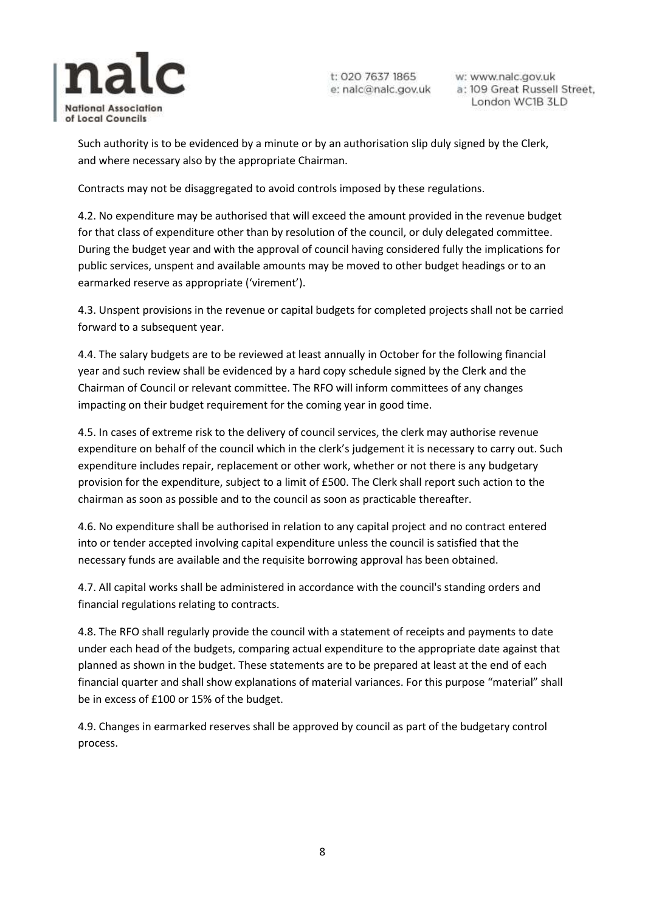Such authority is to be evidenced by a minute or by an authorisation slip duly signed by the Clerk, and where necessary also by the appropriate Chairman.

Contracts may not be disaggregated to avoid controls imposed by these regulations.

4.2. No expenditure may be authorised that will exceed the amount provided in the revenue budget for that class of expenditure other than by resolution of the council, or duly delegated committee. During the budget year and with the approval of council having considered fully the implications for public services, unspent and available amounts may be moved to other budget headings or to an earmarked reserve as appropriate ('virement').

4.3. Unspent provisions in the revenue or capital budgets for completed projects shall not be carried forward to a subsequent year.

4.4. The salary budgets are to be reviewed at least annually in October for the following financial year and such review shall be evidenced by a hard copy schedule signed by the Clerk and the Chairman of Council or relevant committee. The RFO will inform committees of any changes impacting on their budget requirement for the coming year in good time.

4.5. In cases of extreme risk to the delivery of council services, the clerk may authorise revenue expenditure on behalf of the council which in the clerk's judgement it is necessary to carry out. Such expenditure includes repair, replacement or other work, whether or not there is any budgetary provision for the expenditure, subject to a limit of £500. The Clerk shall report such action to the chairman as soon as possible and to the council as soon as practicable thereafter.

4.6. No expenditure shall be authorised in relation to any capital project and no contract entered into or tender accepted involving capital expenditure unless the council is satisfied that the necessary funds are available and the requisite borrowing approval has been obtained.

4.7. All capital works shall be administered in accordance with the council's standing orders and financial regulations relating to contracts.

4.8. The RFO shall regularly provide the council with a statement of receipts and payments to date under each head of the budgets, comparing actual expenditure to the appropriate date against that planned as shown in the budget. These statements are to be prepared at least at the end of each financial quarter and shall show explanations of material variances. For this purpose "material" shall be in excess of £100 or 15% of the budget.

4.9. Changes in earmarked reserves shall be approved by council as part of the budgetary control process.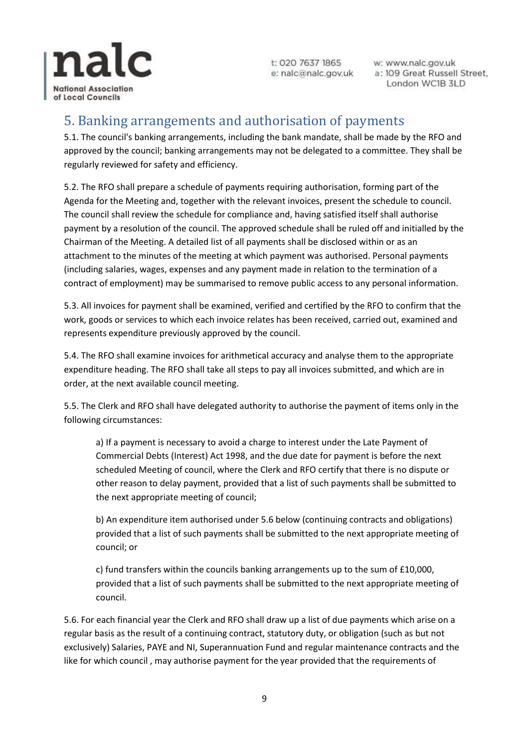## 5. Banking arrangements and authorisation of payments

5.1. The council's banking arrangements, including the bank mandate, shall be made by the RFO and approved by the council; banking arrangements may not be delegated to a committee. They shall be regularly reviewed for safety and efficiency.

5.2. The RFO shall prepare a schedule of payments requiring authorisation, forming part of the Agenda for the Meeting and, together with the relevant invoices, present the schedule to council. The council shall review the schedule for compliance and, having satisfied itself shall authorise payment by a resolution of the council. The approved schedule shall be ruled off and initialled by the Chairman of the Meeting. A detailed list of all payments shall be disclosed within or as an attachment to the minutes of the meeting at which payment was authorised. Personal payments (including salaries, wages, expenses and any payment made in relation to the termination of a contract of employment) may be summarised to remove public access to any personal information.

5.3. All invoices for payment shall be examined, verified and certified by the RFO to confirm that the work, goods or services to which each invoice relates has been received, carried out, examined and represents expenditure previously approved by the council.

5.4. The RFO shall examine invoices for arithmetical accuracy and analyse them to the appropriate expenditure heading. The RFO shall take all steps to pay all invoices submitted, and which are in order, at the next available council meeting.

5.5. The Clerk and RFO shall have delegated authority to authorise the payment of items only in the following circumstances:

> a) If a payment is necessary to avoid a charge to interest under the Late Payment of Commercial Debts (Interest) Act 1998, and the due date for payment is before the next scheduled Meeting of council, where the Clerk and RFO certify that there is no dispute or other reason to delay payment, provided that a list of such payments shall be submitted to the next appropriate meeting of council;
>
> b) An expenditure item authorised under 5.6 below (continuing contracts and obligations) provided that a list of such payments shall be submitted to the next appropriate meeting of council; or
>
> c) fund transfers within the councils banking arrangements up to the sum of £10,000, provided that a list of such payments shall be submitted to the next appropriate meeting of council.

5.6. For each financial year the Clerk and RFO shall draw up a list of due payments which arise on a regular basis as the result of a continuing contract, statutory duty, or obligation (such as but not exclusively) Salaries, PAYE and NI, Superannuation Fund and regular maintenance contracts and the like for which council , may authorise payment for the year provided that the requirements of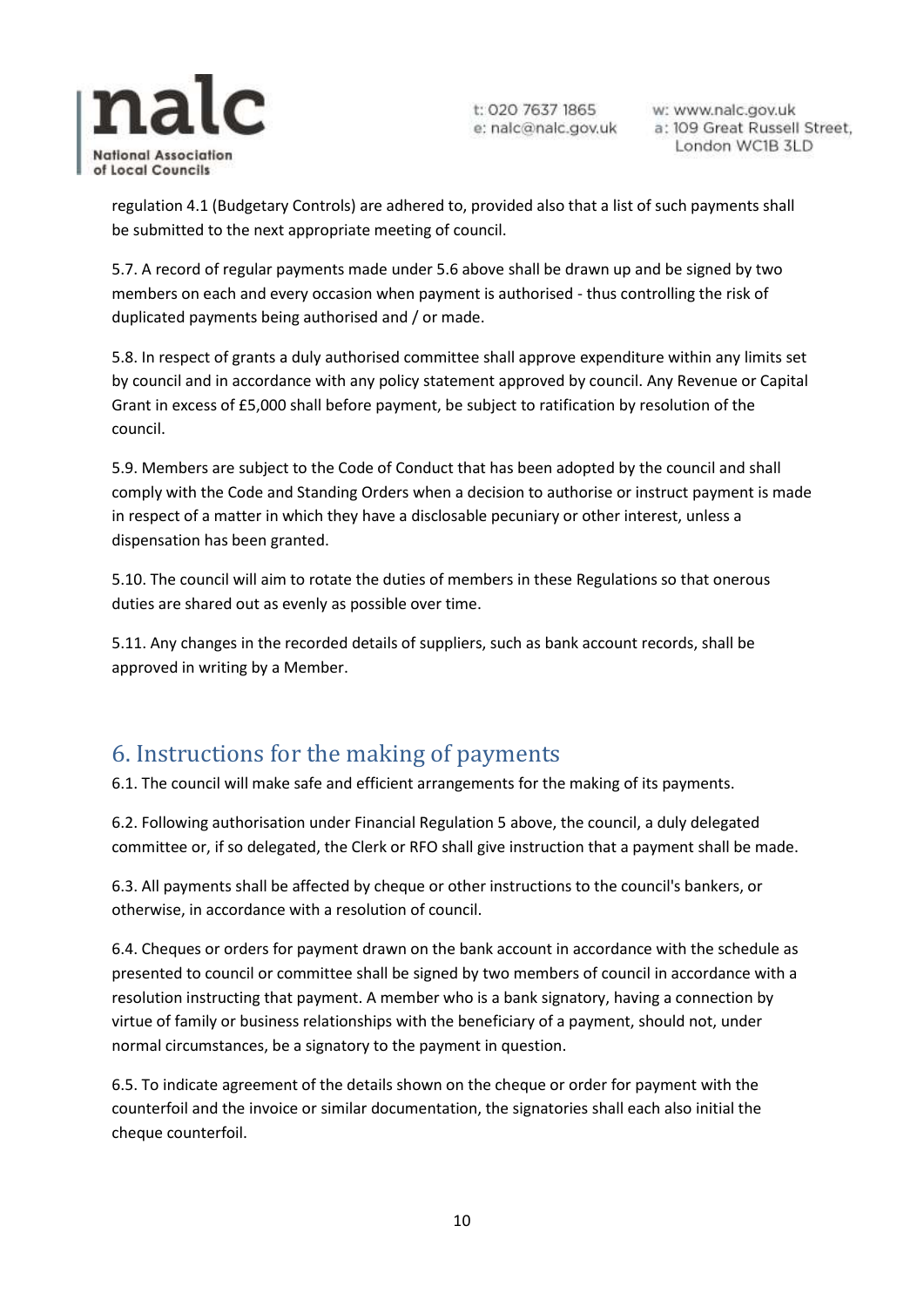regulation 4.1 (Budgetary Controls) are adhered to, provided also that a list of such payments shall be submitted to the next appropriate meeting of council.

5.7. A record of regular payments made under 5.6 above shall be drawn up and be signed by two members on each and every occasion when payment is authorised - thus controlling the risk of duplicated payments being authorised and / or made.

5.8. In respect of grants a duly authorised committee shall approve expenditure within any limits set by council and in accordance with any policy statement approved by council. Any Revenue or Capital Grant in excess of £5,000 shall before payment, be subject to ratification by resolution of the council.

5.9. Members are subject to the Code of Conduct that has been adopted by the council and shall comply with the Code and Standing Orders when a decision to authorise or instruct payment is made in respect of a matter in which they have a disclosable pecuniary or other interest, unless a dispensation has been granted.

5.10. The council will aim to rotate the duties of members in these Regulations so that onerous duties are shared out as evenly as possible over time.

5.11. Any changes in the recorded details of suppliers, such as bank account records, shall be approved in writing by a Member.

## 6. Instructions for the making of payments

6.1. The council will make safe and efficient arrangements for the making of its payments.

6.2. Following authorisation under Financial Regulation 5 above, the council, a duly delegated committee or, if so delegated, the Clerk or RFO shall give instruction that a payment shall be made.

6.3. All payments shall be affected by cheque or other instructions to the council's bankers, or otherwise, in accordance with a resolution of council.

6.4. Cheques or orders for payment drawn on the bank account in accordance with the schedule as presented to council or committee shall be signed by two members of council in accordance with a resolution instructing that payment. A member who is a bank signatory, having a connection by virtue of family or business relationships with the beneficiary of a payment, should not, under normal circumstances, be a signatory to the payment in question.

6.5. To indicate agreement of the details shown on the cheque or order for payment with the counterfoil and the invoice or similar documentation, the signatories shall each also initial the cheque counterfoil.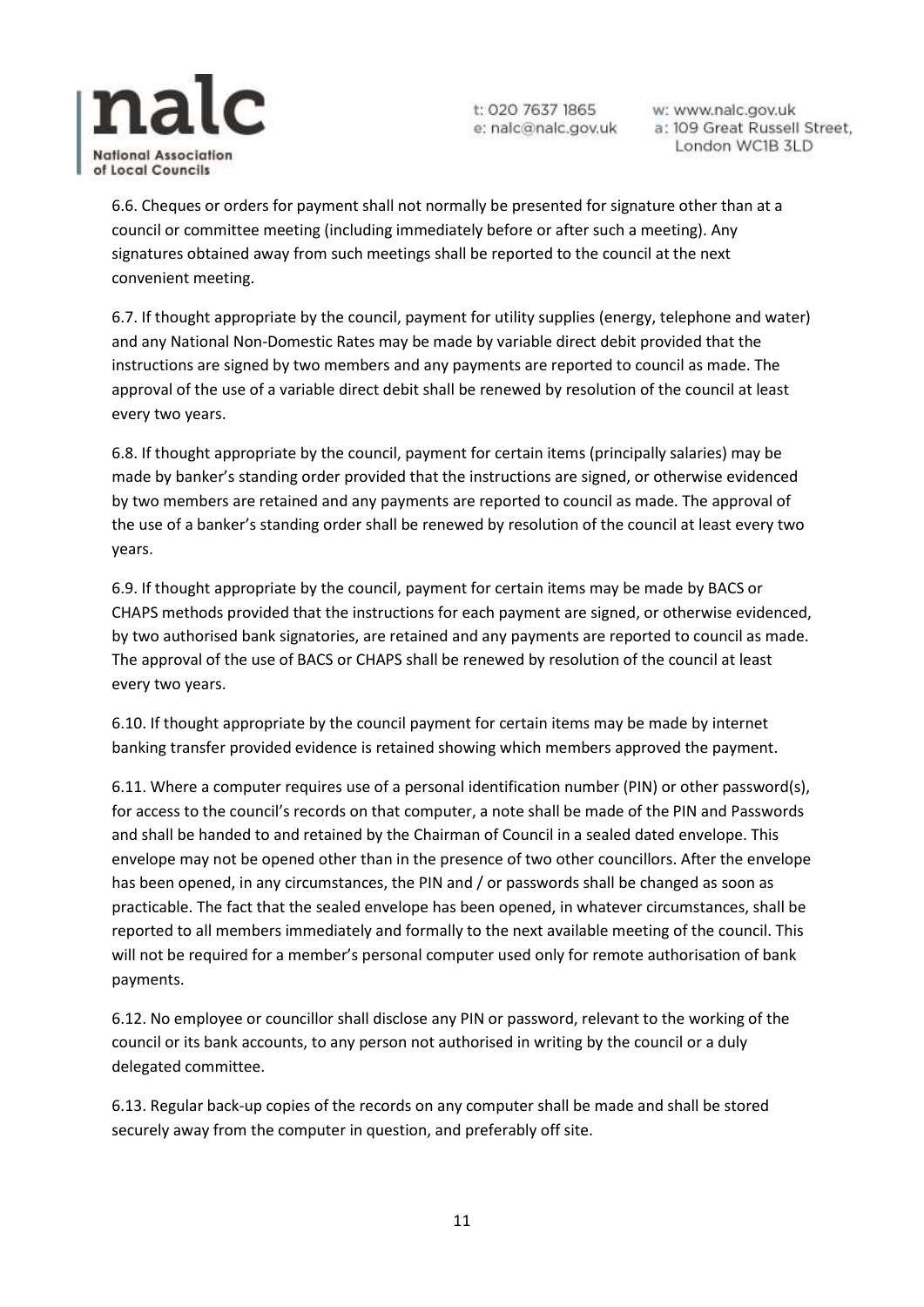6.6. Cheques or orders for payment shall not normally be presented for signature other than at a council or committee meeting (including immediately before or after such a meeting). Any signatures obtained away from such meetings shall be reported to the council at the next convenient meeting.

6.7. If thought appropriate by the council, payment for utility supplies (energy, telephone and water) and any National Non-Domestic Rates may be made by variable direct debit provided that the instructions are signed by two members and any payments are reported to council as made. The approval of the use of a variable direct debit shall be renewed by resolution of the council at least every two years.

6.8. If thought appropriate by the council, payment for certain items (principally salaries) may be made by banker's standing order provided that the instructions are signed, or otherwise evidenced by two members are retained and any payments are reported to council as made. The approval of the use of a banker's standing order shall be renewed by resolution of the council at least every two years.

6.9. If thought appropriate by the council, payment for certain items may be made by BACS or CHAPS methods provided that the instructions for each payment are signed, or otherwise evidenced, by two authorised bank signatories, are retained and any payments are reported to council as made. The approval of the use of BACS or CHAPS shall be renewed by resolution of the council at least every two years.

6.10. If thought appropriate by the council payment for certain items may be made by internet banking transfer provided evidence is retained showing which members approved the payment.

6.11. Where a computer requires use of a personal identification number (PIN) or other password(s), for access to the council's records on that computer, a note shall be made of the PIN and Passwords and shall be handed to and retained by the Chairman of Council in a sealed dated envelope. This envelope may not be opened other than in the presence of two other councillors. After the envelope has been opened, in any circumstances, the PIN and / or passwords shall be changed as soon as practicable. The fact that the sealed envelope has been opened, in whatever circumstances, shall be reported to all members immediately and formally to the next available meeting of the council. This will not be required for a member's personal computer used only for remote authorisation of bank payments.

6.12. No employee or councillor shall disclose any PIN or password, relevant to the working of the council or its bank accounts, to any person not authorised in writing by the council or a duly delegated committee.

6.13. Regular back-up copies of the records on any computer shall be made and shall be stored securely away from the computer in question, and preferably off site.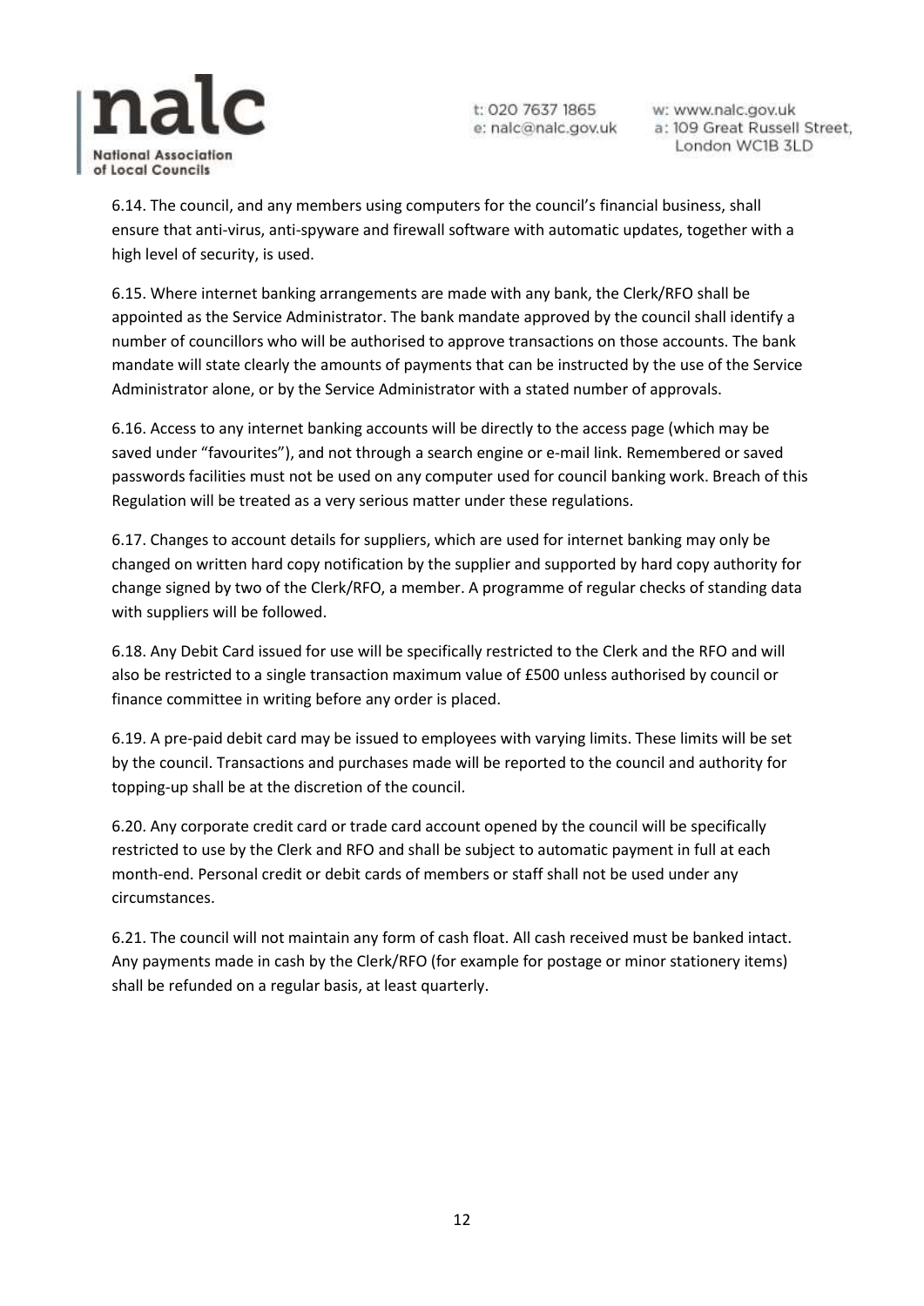6.14. The council, and any members using computers for the council's financial business, shall ensure that anti-virus, anti-spyware and firewall software with automatic updates, together with a high level of security, is used.

6.15. Where internet banking arrangements are made with any bank, the Clerk/RFO shall be appointed as the Service Administrator. The bank mandate approved by the council shall identify a number of councillors who will be authorised to approve transactions on those accounts. The bank mandate will state clearly the amounts of payments that can be instructed by the use of the Service Administrator alone, or by the Service Administrator with a stated number of approvals.

6.16. Access to any internet banking accounts will be directly to the access page (which may be saved under "favourites"), and not through a search engine or e-mail link. Remembered or saved passwords facilities must not be used on any computer used for council banking work. Breach of this Regulation will be treated as a very serious matter under these regulations.

6.17. Changes to account details for suppliers, which are used for internet banking may only be changed on written hard copy notification by the supplier and supported by hard copy authority for change signed by two of the Clerk/RFO, a member. A programme of regular checks of standing data with suppliers will be followed.

6.18. Any Debit Card issued for use will be specifically restricted to the Clerk and the RFO and will also be restricted to a single transaction maximum value of £500 unless authorised by council or finance committee in writing before any order is placed.

6.19. A pre-paid debit card may be issued to employees with varying limits. These limits will be set by the council. Transactions and purchases made will be reported to the council and authority for topping-up shall be at the discretion of the council.

6.20. Any corporate credit card or trade card account opened by the council will be specifically restricted to use by the Clerk and RFO and shall be subject to automatic payment in full at each month-end. Personal credit or debit cards of members or staff shall not be used under any circumstances.

6.21. The council will not maintain any form of cash float. All cash received must be banked intact. Any payments made in cash by the Clerk/RFO (for example for postage or minor stationery items) shall be refunded on a regular basis, at least quarterly.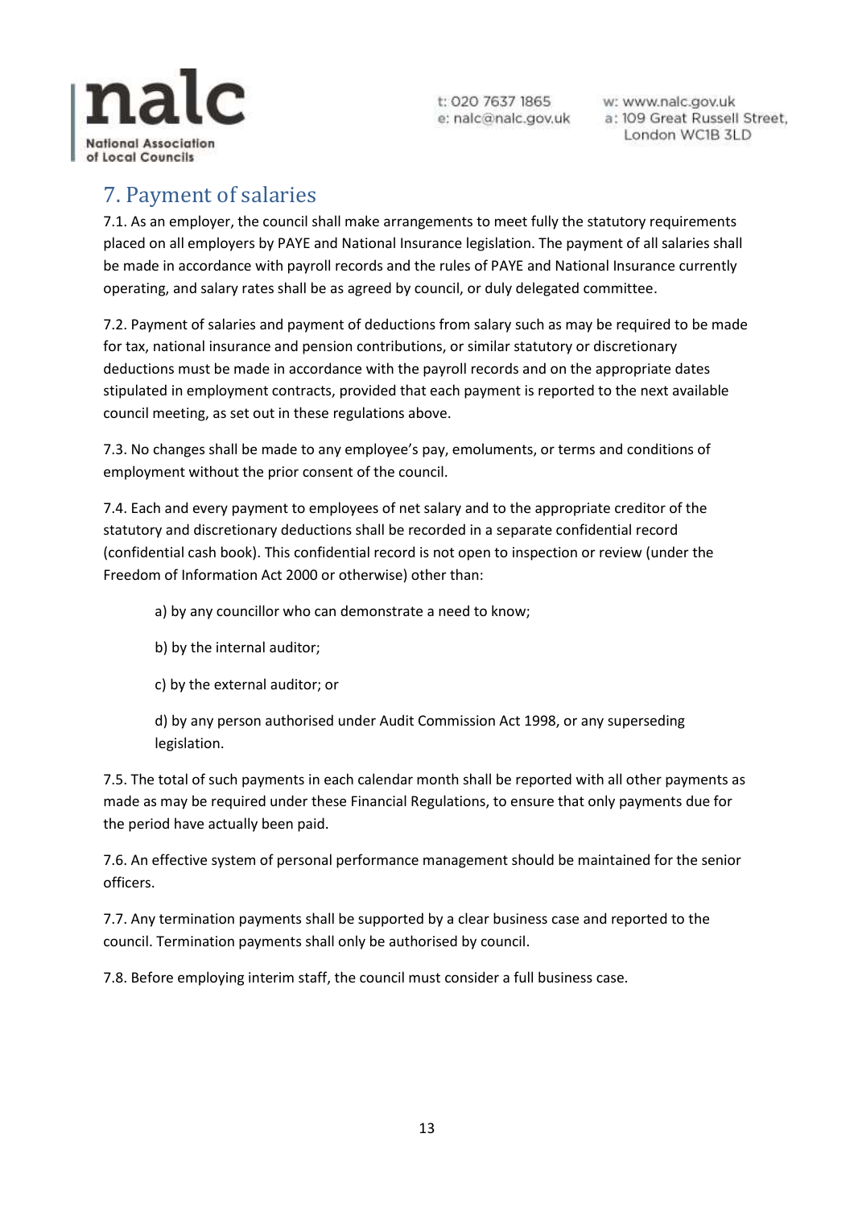## 7. Payment of salaries

7.1. As an employer, the council shall make arrangements to meet fully the statutory requirements placed on all employers by PAYE and National Insurance legislation. The payment of all salaries shall be made in accordance with payroll records and the rules of PAYE and National Insurance currently operating, and salary rates shall be as agreed by council, or duly delegated committee.

7.2. Payment of salaries and payment of deductions from salary such as may be required to be made for tax, national insurance and pension contributions, or similar statutory or discretionary deductions must be made in accordance with the payroll records and on the appropriate dates stipulated in employment contracts, provided that each payment is reported to the next available council meeting, as set out in these regulations above.

7.3. No changes shall be made to any employee's pay, emoluments, or terms and conditions of employment without the prior consent of the council.

7.4. Each and every payment to employees of net salary and to the appropriate creditor of the statutory and discretionary deductions shall be recorded in a separate confidential record (confidential cash book). This confidential record is not open to inspection or review (under the Freedom of Information Act 2000 or otherwise) other than:

a) by any councillor who can demonstrate a need to know;

b) by the internal auditor;

c) by the external auditor; or

d) by any person authorised under Audit Commission Act 1998, or any superseding legislation.

7.5. The total of such payments in each calendar month shall be reported with all other payments as made as may be required under these Financial Regulations, to ensure that only payments due for the period have actually been paid.

7.6. An effective system of personal performance management should be maintained for the senior officers.

7.7. Any termination payments shall be supported by a clear business case and reported to the council. Termination payments shall only be authorised by council.

7.8. Before employing interim staff, the council must consider a full business case.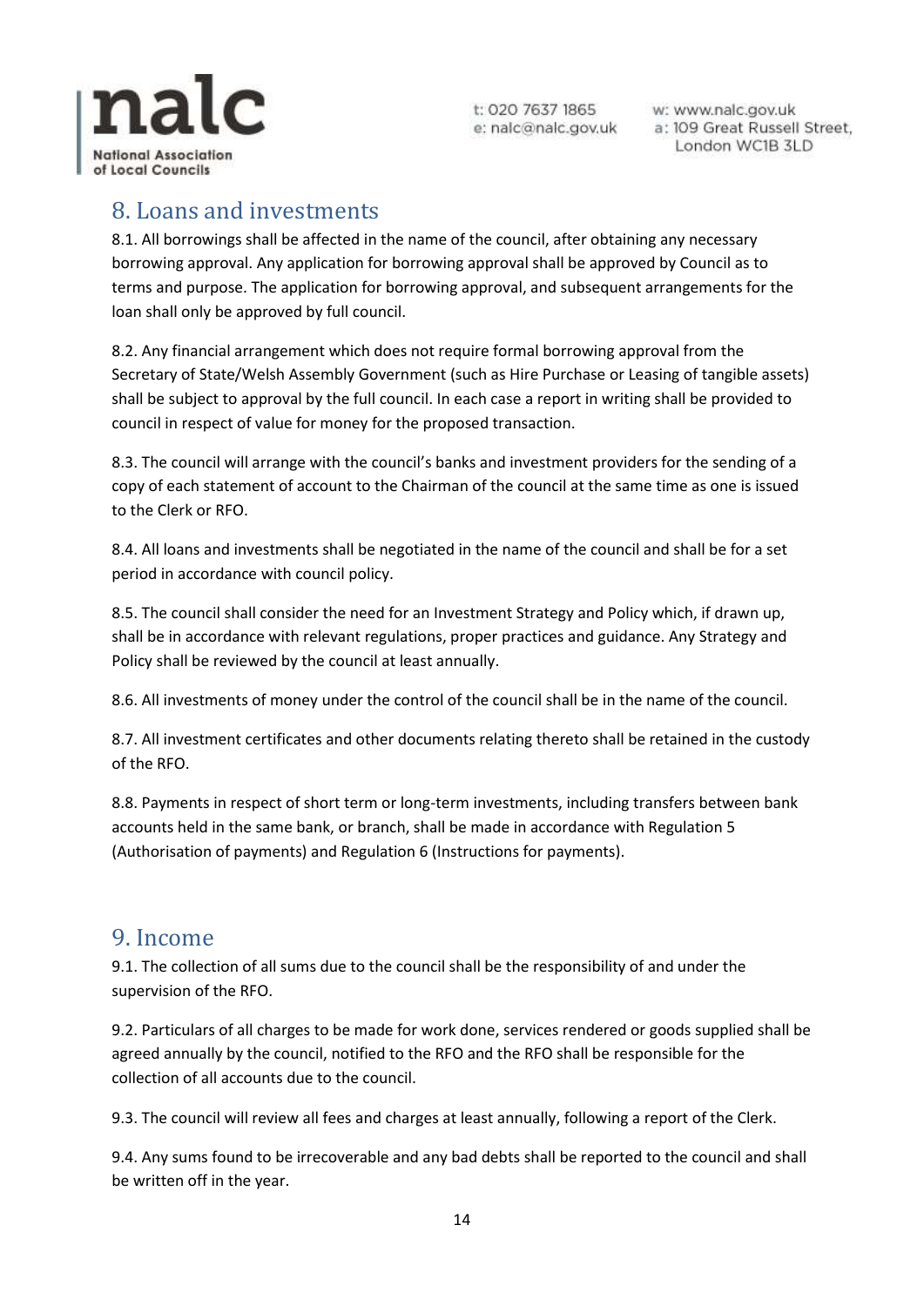## 8. Loans and investments

8.1. All borrowings shall be affected in the name of the council, after obtaining any necessary borrowing approval. Any application for borrowing approval shall be approved by Council as to terms and purpose. The application for borrowing approval, and subsequent arrangements for the loan shall only be approved by full council.

8.2. Any financial arrangement which does not require formal borrowing approval from the Secretary of State/Welsh Assembly Government (such as Hire Purchase or Leasing of tangible assets) shall be subject to approval by the full council. In each case a report in writing shall be provided to council in respect of value for money for the proposed transaction.

8.3. The council will arrange with the council's banks and investment providers for the sending of a copy of each statement of account to the Chairman of the council at the same time as one is issued to the Clerk or RFO.

8.4. All loans and investments shall be negotiated in the name of the council and shall be for a set period in accordance with council policy.

8.5. The council shall consider the need for an Investment Strategy and Policy which, if drawn up, shall be in accordance with relevant regulations, proper practices and guidance. Any Strategy and Policy shall be reviewed by the council at least annually.

8.6. All investments of money under the control of the council shall be in the name of the council.

8.7. All investment certificates and other documents relating thereto shall be retained in the custody of the RFO.

8.8. Payments in respect of short term or long-term investments, including transfers between bank accounts held in the same bank, or branch, shall be made in accordance with Regulation 5 (Authorisation of payments) and Regulation 6 (Instructions for payments).

## 9. Income

9.1. The collection of all sums due to the council shall be the responsibility of and under the supervision of the RFO.

9.2. Particulars of all charges to be made for work done, services rendered or goods supplied shall be agreed annually by the council, notified to the RFO and the RFO shall be responsible for the collection of all accounts due to the council.

9.3. The council will review all fees and charges at least annually, following a report of the Clerk.

9.4. Any sums found to be irrecoverable and any bad debts shall be reported to the council and shall be written off in the year.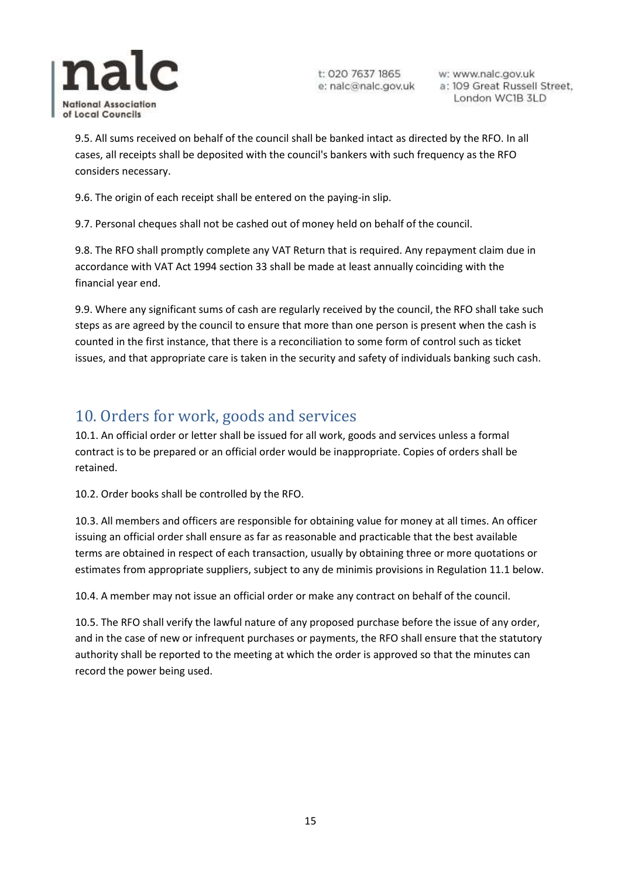9.5. All sums received on behalf of the council shall be banked intact as directed by the RFO. In all cases, all receipts shall be deposited with the council's bankers with such frequency as the RFO considers necessary.

9.6. The origin of each receipt shall be entered on the paying-in slip.

9.7. Personal cheques shall not be cashed out of money held on behalf of the council.

9.8. The RFO shall promptly complete any VAT Return that is required. Any repayment claim due in accordance with VAT Act 1994 section 33 shall be made at least annually coinciding with the financial year end.

9.9. Where any significant sums of cash are regularly received by the council, the RFO shall take such steps as are agreed by the council to ensure that more than one person is present when the cash is counted in the first instance, that there is a reconciliation to some form of control such as ticket issues, and that appropriate care is taken in the security and safety of individuals banking such cash.

## 10. Orders for work, goods and services

10.1. An official order or letter shall be issued for all work, goods and services unless a formal contract is to be prepared or an official order would be inappropriate. Copies of orders shall be retained.

10.2. Order books shall be controlled by the RFO.

10.3. All members and officers are responsible for obtaining value for money at all times. An officer issuing an official order shall ensure as far as reasonable and practicable that the best available terms are obtained in respect of each transaction, usually by obtaining three or more quotations or estimates from appropriate suppliers, subject to any de minimis provisions in Regulation 11.1 below.

10.4. A member may not issue an official order or make any contract on behalf of the council.

10.5. The RFO shall verify the lawful nature of any proposed purchase before the issue of any order, and in the case of new or infrequent purchases or payments, the RFO shall ensure that the statutory authority shall be reported to the meeting at which the order is approved so that the minutes can record the power being used.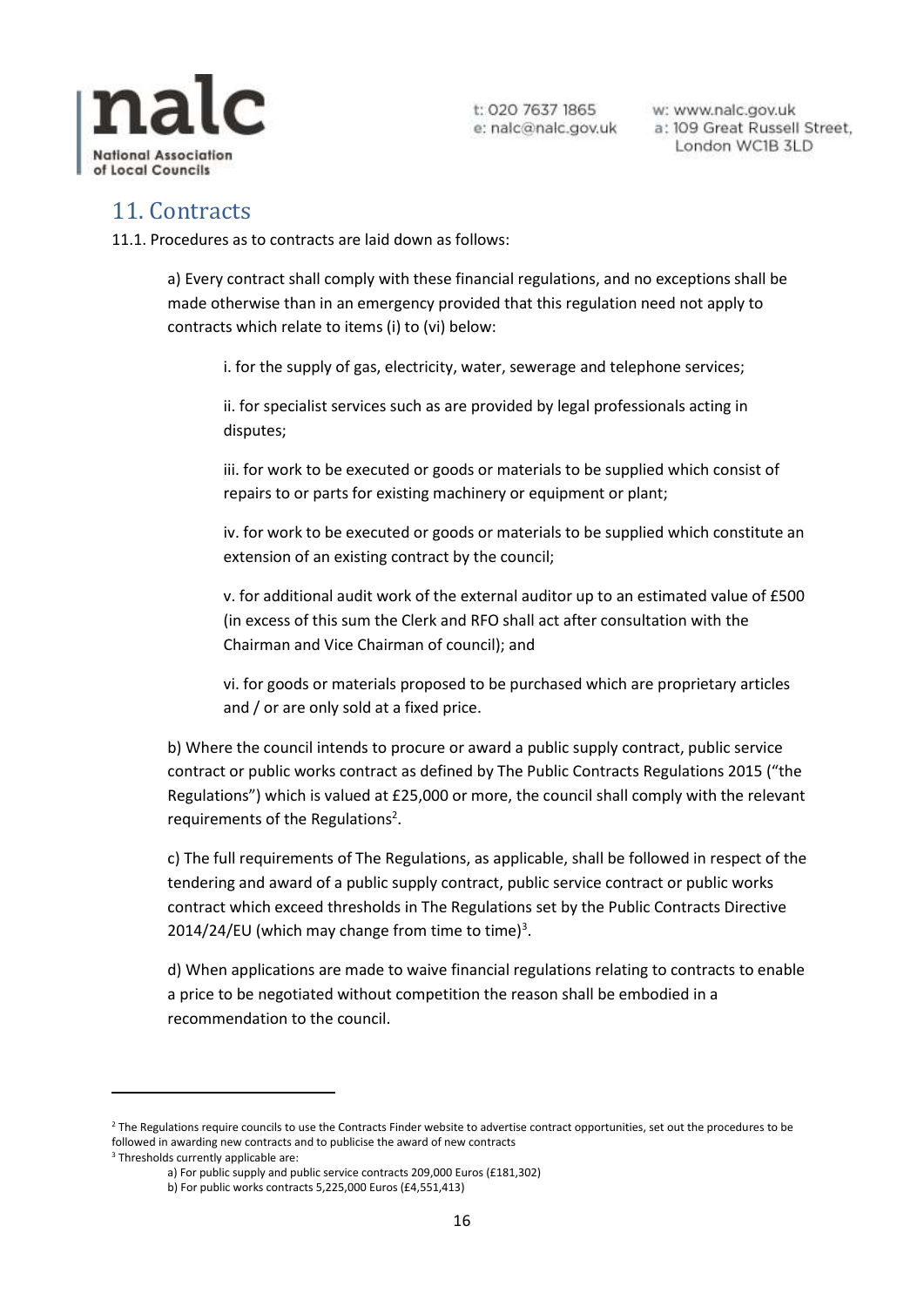## 11. Contracts

11.1. Procedures as to contracts are laid down as follows:

a) Every contract shall comply with these financial regulations, and no exceptions shall be made otherwise than in an emergency provided that this regulation need not apply to contracts which relate to items (i) to (vi) below:

i. for the supply of gas, electricity, water, sewerage and telephone services;

ii. for specialist services such as are provided by legal professionals acting in disputes;

iii. for work to be executed or goods or materials to be supplied which consist of repairs to or parts for existing machinery or equipment or plant;

iv. for work to be executed or goods or materials to be supplied which constitute an extension of an existing contract by the council;

v. for additional audit work of the external auditor up to an estimated value of £500 (in excess of this sum the Clerk and RFO shall act after consultation with the Chairman and Vice Chairman of council); and

vi. for goods or materials proposed to be purchased which are proprietary articles and / or are only sold at a fixed price.

b) Where the council intends to procure or award a public supply contract, public service contract or public works contract as defined by The Public Contracts Regulations 2015 ("the Regulations") which is valued at £25,000 or more, the council shall comply with the relevant requirements of the Regulations[2].

c) The full requirements of The Regulations, as applicable, shall be followed in respect of the tendering and award of a public supply contract, public service contract or public works contract which exceed thresholds in The Regulations set by the Public Contracts Directive 2014/24/EU (which may change from time to time)[3].

d) When applications are made to waive financial regulations relating to contracts to enable a price to be negotiated without competition the reason shall be embodied in a recommendation to the council.

---

[2] The Regulations require councils to use the Contracts Finder website to advertise contract opportunities, set out the procedures to be followed in awarding new contracts and to publicise the award of new contracts

[3] Thresholds currently applicable are:

a) For public supply and public service contracts 209,000 Euros (£181,302)

b) For public works contracts 5,225,000 Euros (£4,551,413)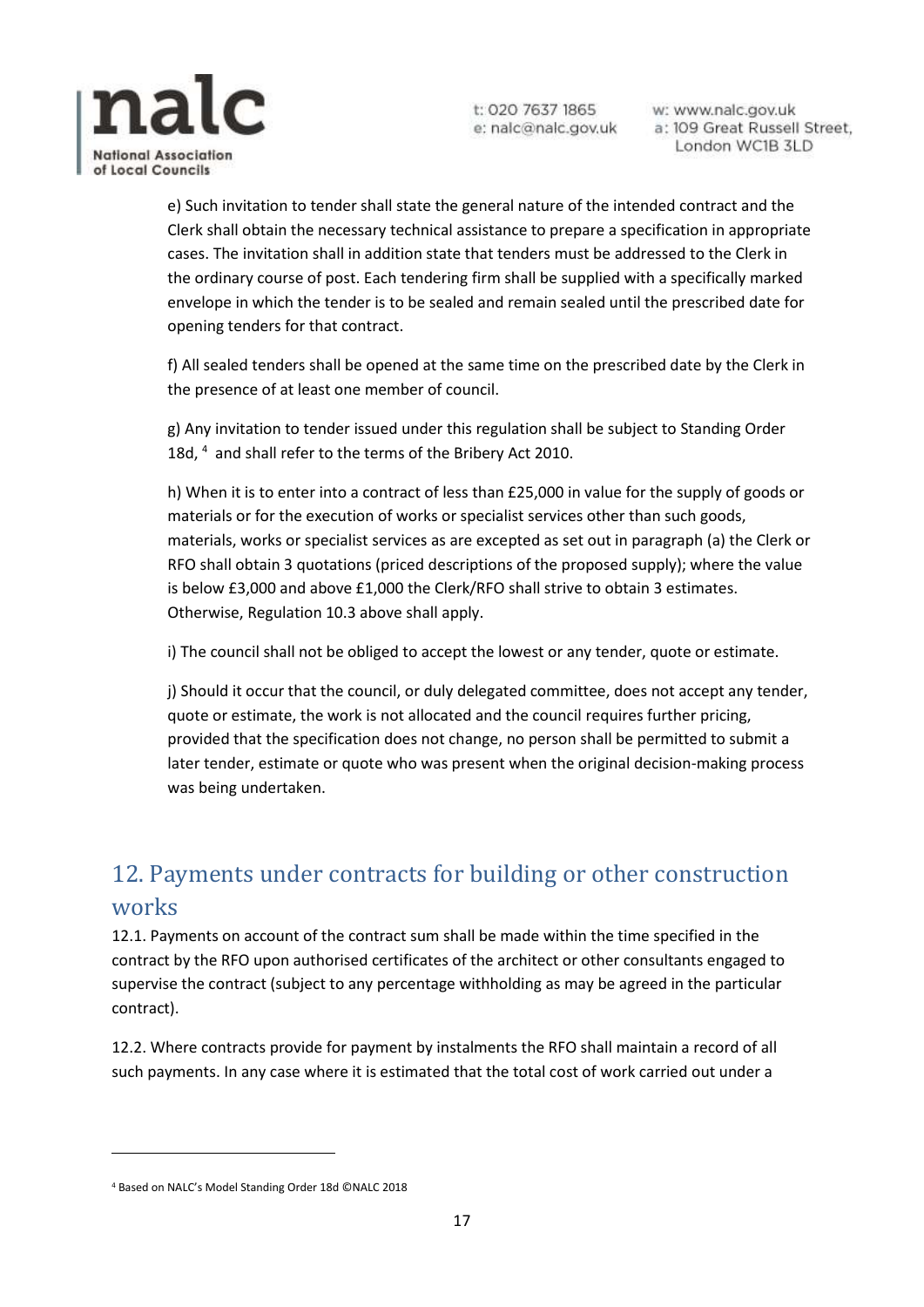e) Such invitation to tender shall state the general nature of the intended contract and the Clerk shall obtain the necessary technical assistance to prepare a specification in appropriate cases. The invitation shall in addition state that tenders must be addressed to the Clerk in the ordinary course of post. Each tendering firm shall be supplied with a specifically marked envelope in which the tender is to be sealed and remain sealed until the prescribed date for opening tenders for that contract.

f) All sealed tenders shall be opened at the same time on the prescribed date by the Clerk in the presence of at least one member of council.

g) Any invitation to tender issued under this regulation shall be subject to Standing Order 18d, [4] and shall refer to the terms of the Bribery Act 2010.

h) When it is to enter into a contract of less than £25,000 in value for the supply of goods or materials or for the execution of works or specialist services other than such goods, materials, works or specialist services as are excepted as set out in paragraph (a) the Clerk or RFO shall obtain 3 quotations (priced descriptions of the proposed supply); where the value is below £3,000 and above £1,000 the Clerk/RFO shall strive to obtain 3 estimates. Otherwise, Regulation 10.3 above shall apply.

i) The council shall not be obliged to accept the lowest or any tender, quote or estimate.

j) Should it occur that the council, or duly delegated committee, does not accept any tender, quote or estimate, the work is not allocated and the council requires further pricing, provided that the specification does not change, no person shall be permitted to submit a later tender, estimate or quote who was present when the original decision-making process was being undertaken.

## 12. Payments under contracts for building or other construction works

12.1. Payments on account of the contract sum shall be made within the time specified in the contract by the RFO upon authorised certificates of the architect or other consultants engaged to supervise the contract (subject to any percentage withholding as may be agreed in the particular contract).

12.2. Where contracts provide for payment by instalments the RFO shall maintain a record of all such payments. In any case where it is estimated that the total cost of work carried out under a

---

[4] Based on NALC's Model Standing Order 18d ©NALC 2018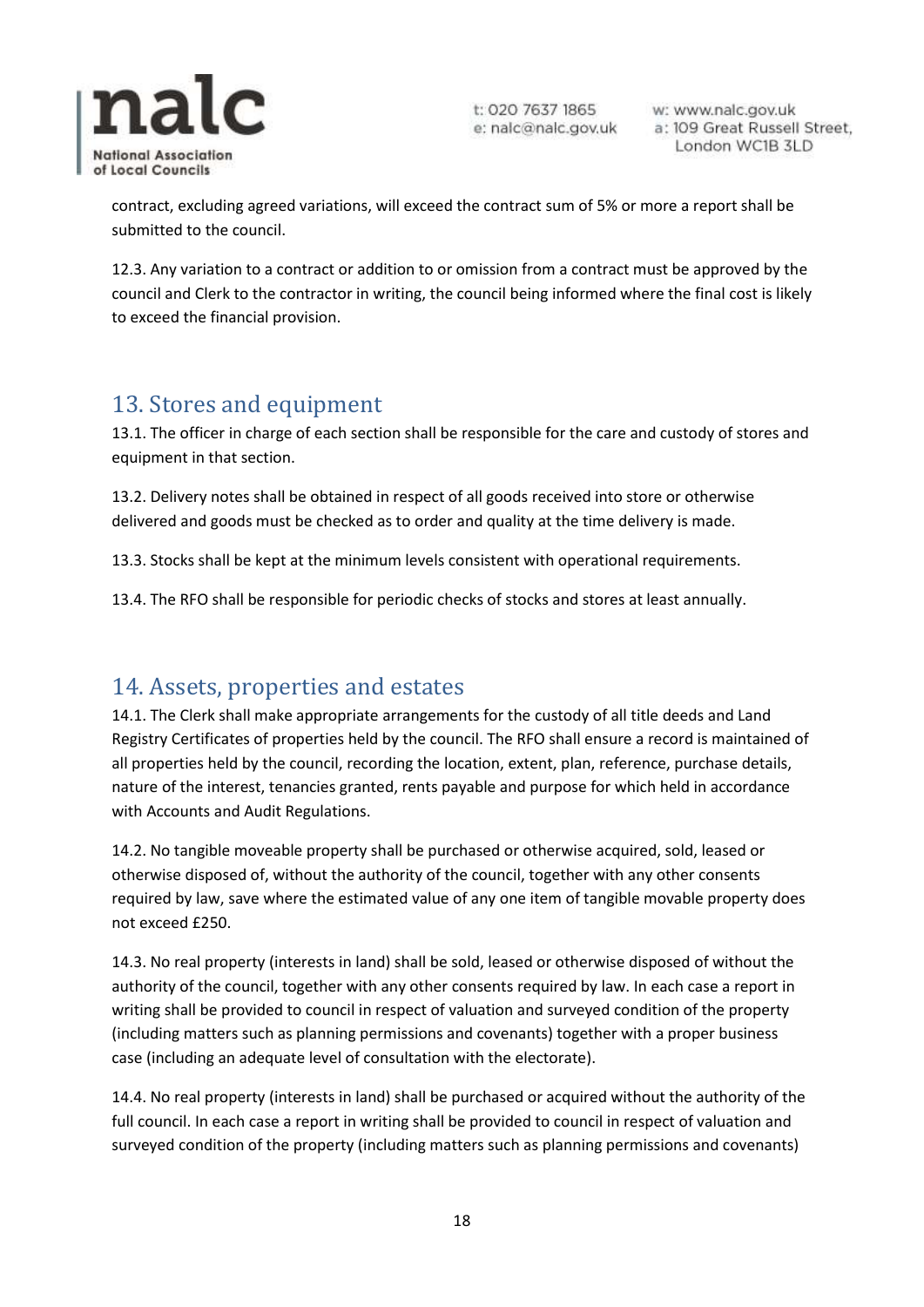contract, excluding agreed variations, will exceed the contract sum of 5% or more a report shall be submitted to the council.

12.3. Any variation to a contract or addition to or omission from a contract must be approved by the council and Clerk to the contractor in writing, the council being informed where the final cost is likely to exceed the financial provision.

## 13. Stores and equipment

13.1. The officer in charge of each section shall be responsible for the care and custody of stores and equipment in that section.

13.2. Delivery notes shall be obtained in respect of all goods received into store or otherwise delivered and goods must be checked as to order and quality at the time delivery is made.

13.3. Stocks shall be kept at the minimum levels consistent with operational requirements.

13.4. The RFO shall be responsible for periodic checks of stocks and stores at least annually.

## 14. Assets, properties and estates

14.1. The Clerk shall make appropriate arrangements for the custody of all title deeds and Land Registry Certificates of properties held by the council. The RFO shall ensure a record is maintained of all properties held by the council, recording the location, extent, plan, reference, purchase details, nature of the interest, tenancies granted, rents payable and purpose for which held in accordance with Accounts and Audit Regulations.

14.2. No tangible moveable property shall be purchased or otherwise acquired, sold, leased or otherwise disposed of, without the authority of the council, together with any other consents required by law, save where the estimated value of any one item of tangible movable property does not exceed £250.

14.3. No real property (interests in land) shall be sold, leased or otherwise disposed of without the authority of the council, together with any other consents required by law. In each case a report in writing shall be provided to council in respect of valuation and surveyed condition of the property (including matters such as planning permissions and covenants) together with a proper business case (including an adequate level of consultation with the electorate).

14.4. No real property (interests in land) shall be purchased or acquired without the authority of the full council. In each case a report in writing shall be provided to council in respect of valuation and surveyed condition of the property (including matters such as planning permissions and covenants)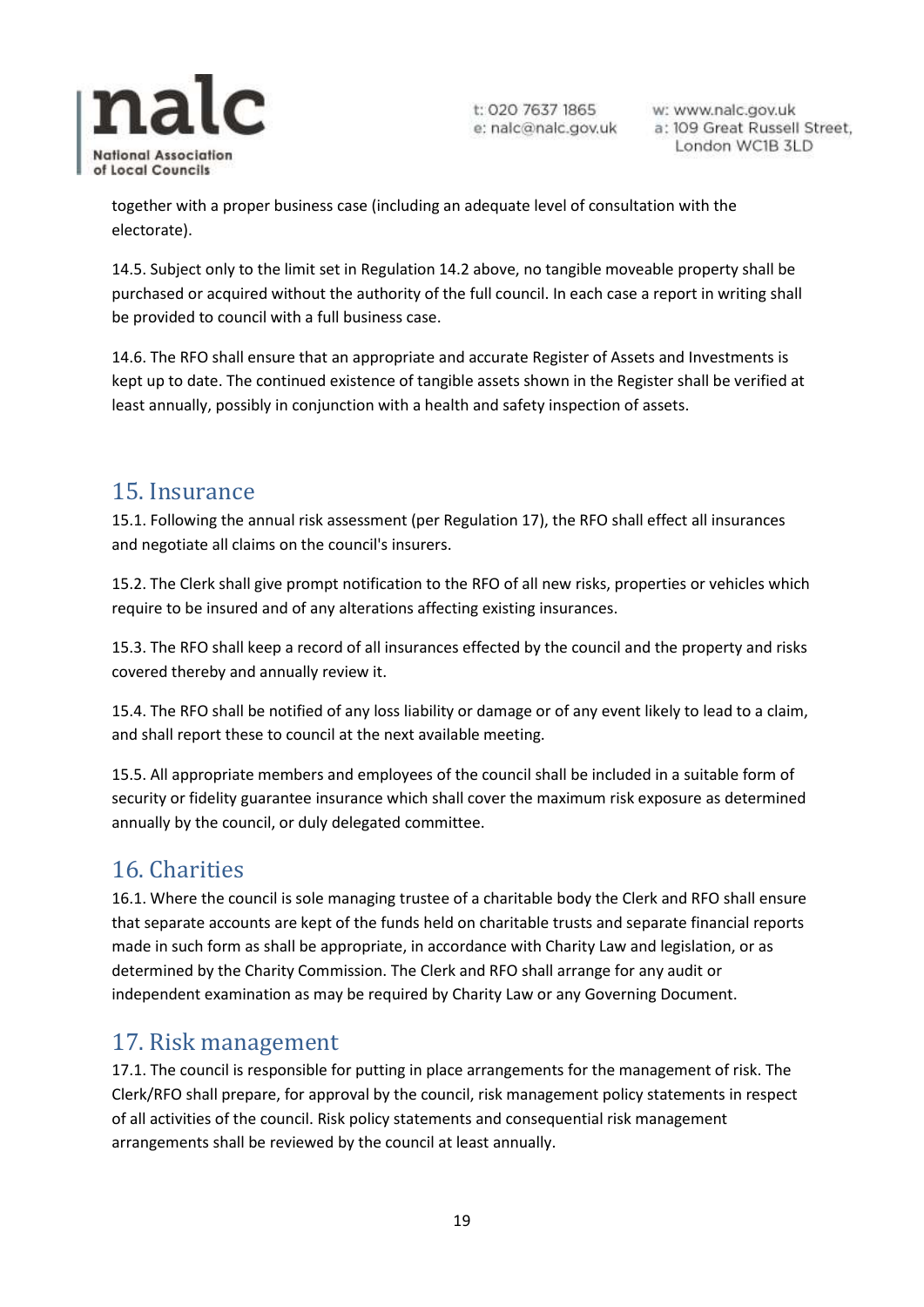together with a proper business case (including an adequate level of consultation with the electorate).

14.5. Subject only to the limit set in Regulation 14.2 above, no tangible moveable property shall be purchased or acquired without the authority of the full council. In each case a report in writing shall be provided to council with a full business case.

14.6. The RFO shall ensure that an appropriate and accurate Register of Assets and Investments is kept up to date. The continued existence of tangible assets shown in the Register shall be verified at least annually, possibly in conjunction with a health and safety inspection of assets.

## 15. Insurance

15.1. Following the annual risk assessment (per Regulation 17), the RFO shall effect all insurances and negotiate all claims on the council's insurers.

15.2. The Clerk shall give prompt notification to the RFO of all new risks, properties or vehicles which require to be insured and of any alterations affecting existing insurances.

15.3. The RFO shall keep a record of all insurances effected by the council and the property and risks covered thereby and annually review it.

15.4. The RFO shall be notified of any loss liability or damage or of any event likely to lead to a claim, and shall report these to council at the next available meeting.

15.5. All appropriate members and employees of the council shall be included in a suitable form of security or fidelity guarantee insurance which shall cover the maximum risk exposure as determined annually by the council, or duly delegated committee.

## 16. Charities

16.1. Where the council is sole managing trustee of a charitable body the Clerk and RFO shall ensure that separate accounts are kept of the funds held on charitable trusts and separate financial reports made in such form as shall be appropriate, in accordance with Charity Law and legislation, or as determined by the Charity Commission. The Clerk and RFO shall arrange for any audit or independent examination as may be required by Charity Law or any Governing Document.

## 17. Risk management

17.1. The council is responsible for putting in place arrangements for the management of risk. The Clerk/RFO shall prepare, for approval by the council, risk management policy statements in respect of all activities of the council. Risk policy statements and consequential risk management arrangements shall be reviewed by the council at least annually.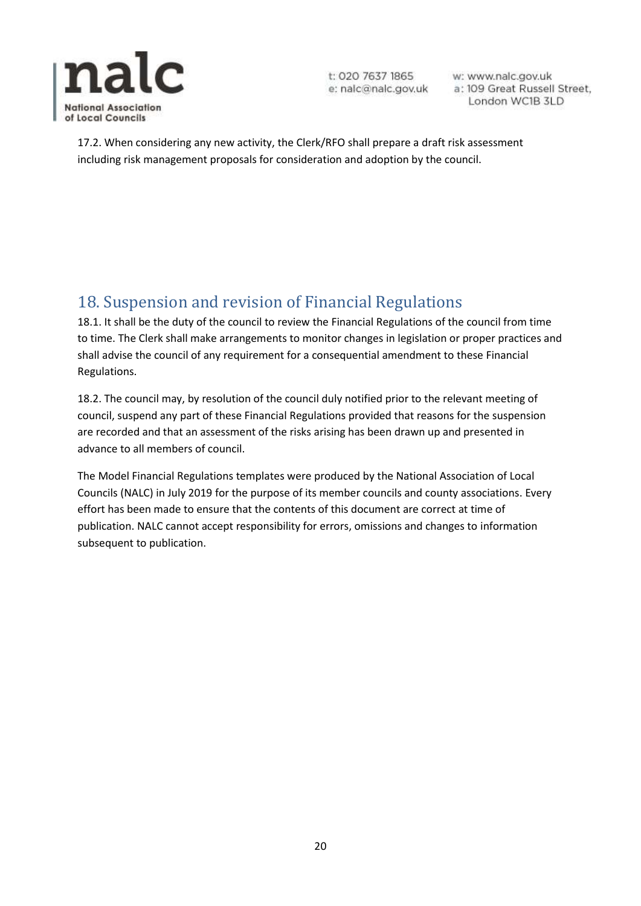17.2. When considering any new activity, the Clerk/RFO shall prepare a draft risk assessment including risk management proposals for consideration and adoption by the council.

## 18. Suspension and revision of Financial Regulations

18.1. It shall be the duty of the council to review the Financial Regulations of the council from time to time. The Clerk shall make arrangements to monitor changes in legislation or proper practices and shall advise the council of any requirement for a consequential amendment to these Financial Regulations.

18.2. The council may, by resolution of the council duly notified prior to the relevant meeting of council, suspend any part of these Financial Regulations provided that reasons for the suspension are recorded and that an assessment of the risks arising has been drawn up and presented in advance to all members of council.

The Model Financial Regulations templates were produced by the National Association of Local Councils (NALC) in July 2019 for the purpose of its member councils and county associations. Every effort has been made to ensure that the contents of this document are correct at time of publication. NALC cannot accept responsibility for errors, omissions and changes to information subsequent to publication.